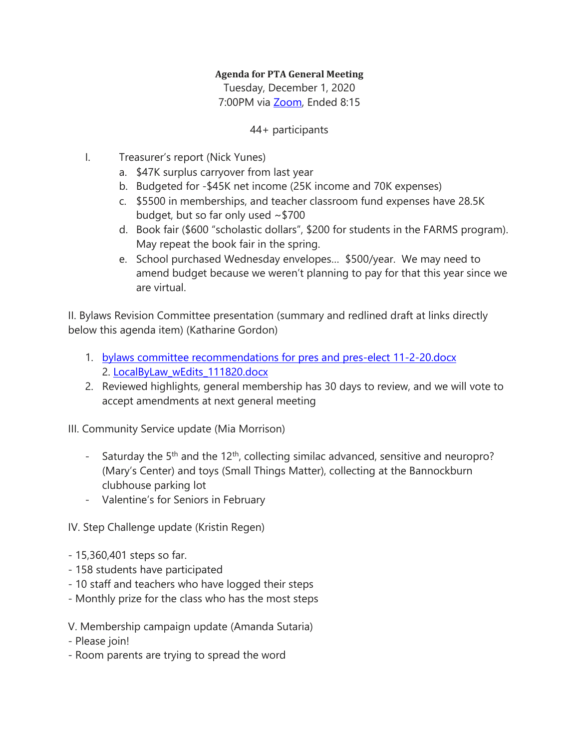**Agenda for PTA General Meeting**

Tuesday, December 1, 2020

7:00PM via Zoom, Ended 8:15

44+ participants

I. Treasurer's report (Nick Yunes)

   a. $47K surplus carryover from last year
   b. Budgeted for -$45K net income (25K income and 70K expenses)
   c. $5500 in memberships, and teacher classroom fund expenses have 28.5K budget, but so far only used ~$700
   d. Book fair ($600 "scholastic dollars", $200 for students in the FARMS program). May repeat the book fair in the spring.
   e. School purchased Wednesday envelopes... $500/year. We may need to amend budget because we weren't planning to pay for that this year since we are virtual.

II. Bylaws Revision Committee presentation (summary and redlined draft at links directly below this agenda item) (Katharine Gordon)

1. bylaws committee recommendations for pres and pres-elect 11-2-20.docx
   2. LocalByLaw_wEdits_111820.docx
2. Reviewed highlights, general membership has 30 days to review, and we will vote to accept amendments at next general meeting

III. Community Service update (Mia Morrison)

- Saturday the 5th and the 12th, collecting similac advanced, sensitive and neuropro? (Mary's Center) and toys (Small Things Matter), collecting at the Bannockburn clubhouse parking lot
- Valentine's for Seniors in February

IV. Step Challenge update (Kristin Regen)

- 15,360,401 steps so far.
- 158 students have participated
- 10 staff and teachers who have logged their steps
- Monthly prize for the class who has the most steps

V. Membership campaign update (Amanda Sutaria)

- Please join!
- Room parents are trying to spread the word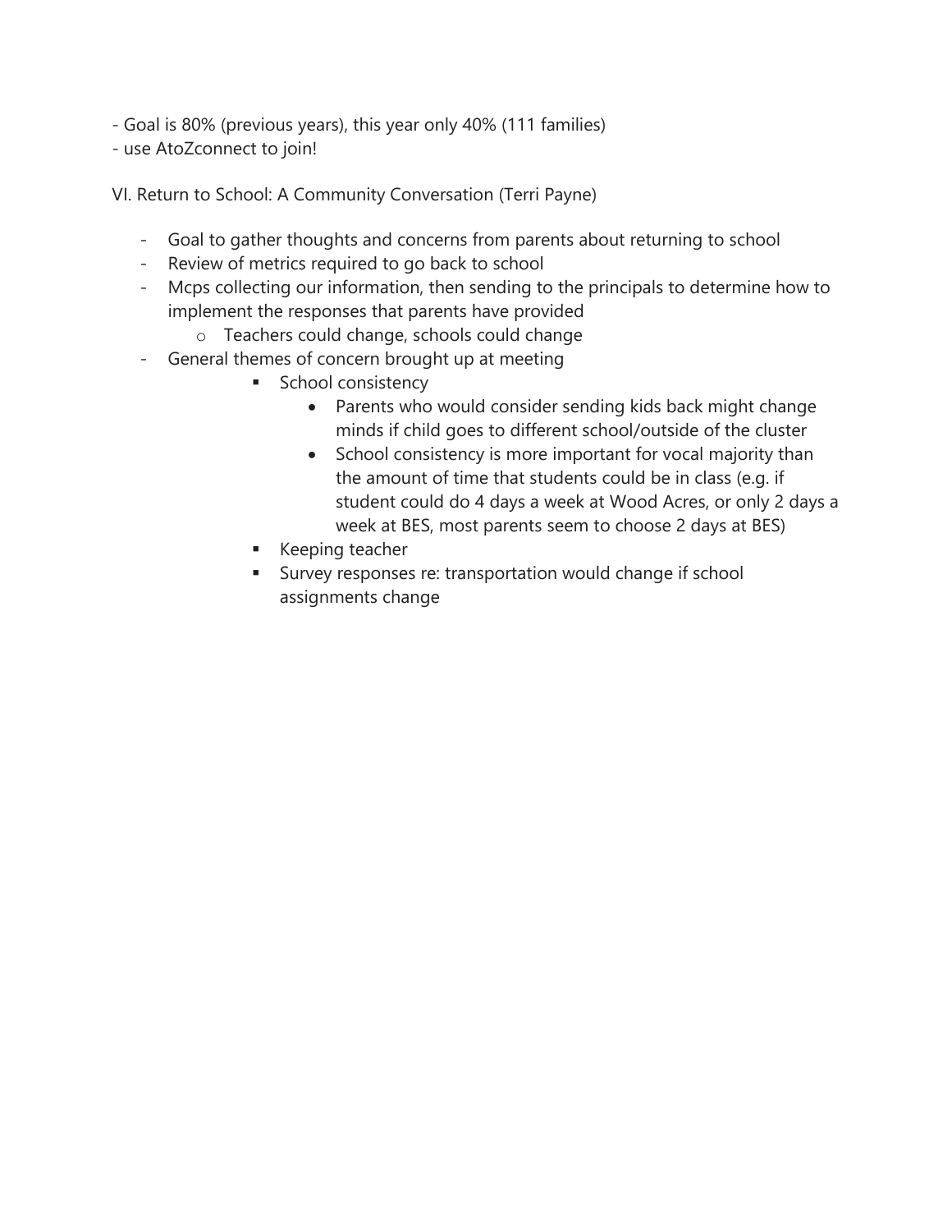- Goal is 80% (previous years), this year only 40% (111 families)
- use AtoZconnect to join!

VI. Return to School: A Community Conversation (Terri Payne)

- Goal to gather thoughts and concerns from parents about returning to school
- Review of metrics required to go back to school
- Mcps collecting our information, then sending to the principals to determine how to implement the responses that parents have provided
  - Teachers could change, schools could change
- General themes of concern brought up at meeting
  - School consistency
    - Parents who would consider sending kids back might change minds if child goes to different school/outside of the cluster
    - School consistency is more important for vocal majority than the amount of time that students could be in class (e.g. if student could do 4 days a week at Wood Acres, or only 2 days a week at BES, most parents seem to choose 2 days at BES)
  - Keeping teacher
  - Survey responses re: transportation would change if school assignments change